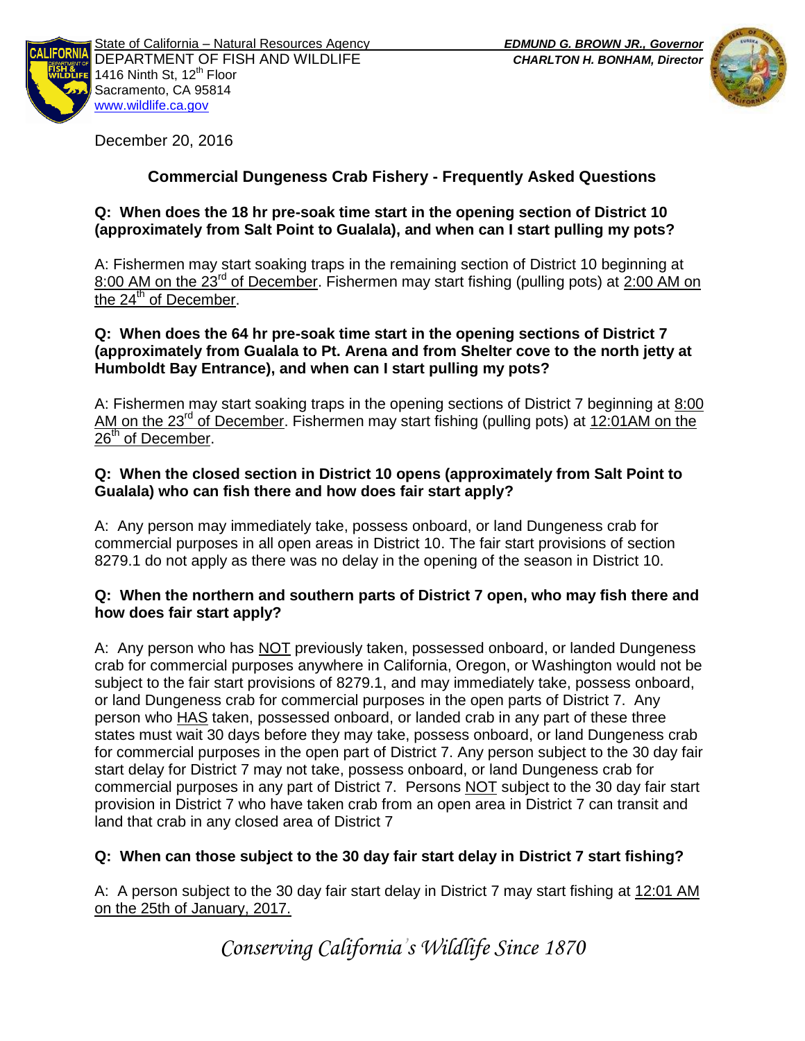State of California – Natural Resources Agency
DEPARTMENT OF FISH AND WILDLIFE
1416 Ninth St, 12th Floor
Sacramento, CA 95814
www.wildlife.ca.gov

***EDMUND G. BROWN JR., Governor***
***CHARLTON H. BONHAM, Director***

December 20, 2016

## Commercial Dungeness Crab Fishery - Frequently Asked Questions

**Q: When does the 18 hr pre-soak time start in the opening section of District 10 (approximately from Salt Point to Gualala), and when can I start pulling my pots?**

A: Fishermen may start soaking traps in the remaining section of District 10 beginning at 8:00 AM on the 23rd of December. Fishermen may start fishing (pulling pots) at 2:00 AM on the 24th of December.

**Q: When does the 64 hr pre-soak time start in the opening sections of District 7 (approximately from Gualala to Pt. Arena and from Shelter cove to the north jetty at Humboldt Bay Entrance), and when can I start pulling my pots?**

A: Fishermen may start soaking traps in the opening sections of District 7 beginning at 8:00 AM on the 23rd of December. Fishermen may start fishing (pulling pots) at 12:01AM on the 26th of December.

**Q: When the closed section in District 10 opens (approximately from Salt Point to Gualala) who can fish there and how does fair start apply?**

A: Any person may immediately take, possess onboard, or land Dungeness crab for commercial purposes in all open areas in District 10. The fair start provisions of section 8279.1 do not apply as there was no delay in the opening of the season in District 10.

**Q: When the northern and southern parts of District 7 open, who may fish there and how does fair start apply?**

A: Any person who has NOT previously taken, possessed onboard, or landed Dungeness crab for commercial purposes anywhere in California, Oregon, or Washington would not be subject to the fair start provisions of 8279.1, and may immediately take, possess onboard, or land Dungeness crab for commercial purposes in the open parts of District 7. Any person who HAS taken, possessed onboard, or landed crab in any part of these three states must wait 30 days before they may take, possess onboard, or land Dungeness crab for commercial purposes in the open part of District 7. Any person subject to the 30 day fair start delay for District 7 may not take, possess onboard, or land Dungeness crab for commercial purposes in any part of District 7. Persons NOT subject to the 30 day fair start provision in District 7 who have taken crab from an open area in District 7 can transit and land that crab in any closed area of District 7

**Q: When can those subject to the 30 day fair start delay in District 7 start fishing?**

A: A person subject to the 30 day fair start delay in District 7 may start fishing at 12:01 AM on the 25th of January, 2017.

*Conserving California's Wildlife Since 1870*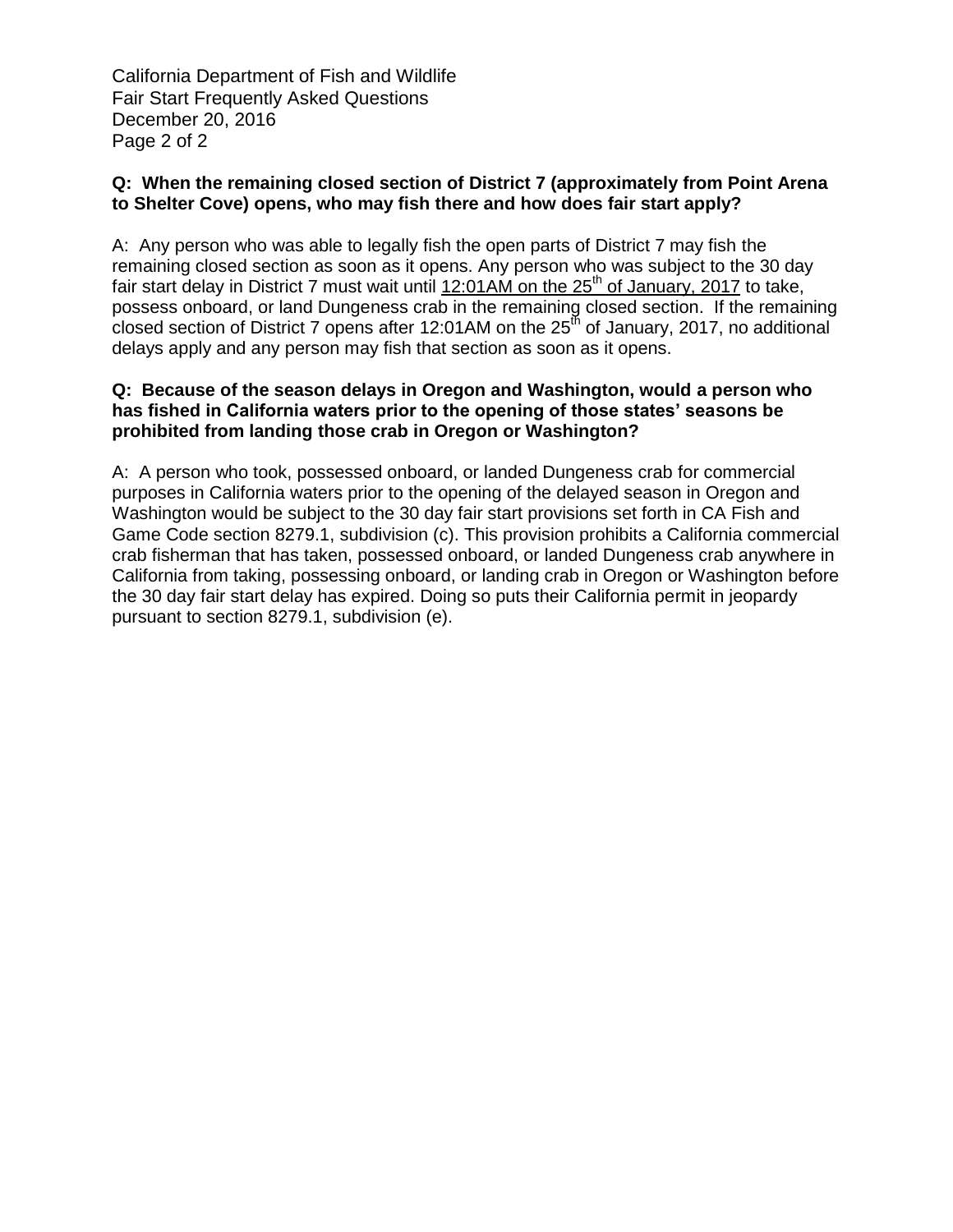**Q: When the remaining closed section of District 7 (approximately from Point Arena to Shelter Cove) opens, who may fish there and how does fair start apply?**

A: Any person who was able to legally fish the open parts of District 7 may fish the remaining closed section as soon as it opens. Any person who was subject to the 30 day fair start delay in District 7 must wait until <u>12:01AM on the 25th of January, 2017</u> to take, possess onboard, or land Dungeness crab in the remaining closed section. If the remaining closed section of District 7 opens after 12:01AM on the 25th of January, 2017, no additional delays apply and any person may fish that section as soon as it opens.

**Q: Because of the season delays in Oregon and Washington, would a person who has fished in California waters prior to the opening of those states' seasons be prohibited from landing those crab in Oregon or Washington?**

A: A person who took, possessed onboard, or landed Dungeness crab for commercial purposes in California waters prior to the opening of the delayed season in Oregon and Washington would be subject to the 30 day fair start provisions set forth in CA Fish and Game Code section 8279.1, subdivision (c). This provision prohibits a California commercial crab fisherman that has taken, possessed onboard, or landed Dungeness crab anywhere in California from taking, possessing onboard, or landing crab in Oregon or Washington before the 30 day fair start delay has expired. Doing so puts their California permit in jeopardy pursuant to section 8279.1, subdivision (e).